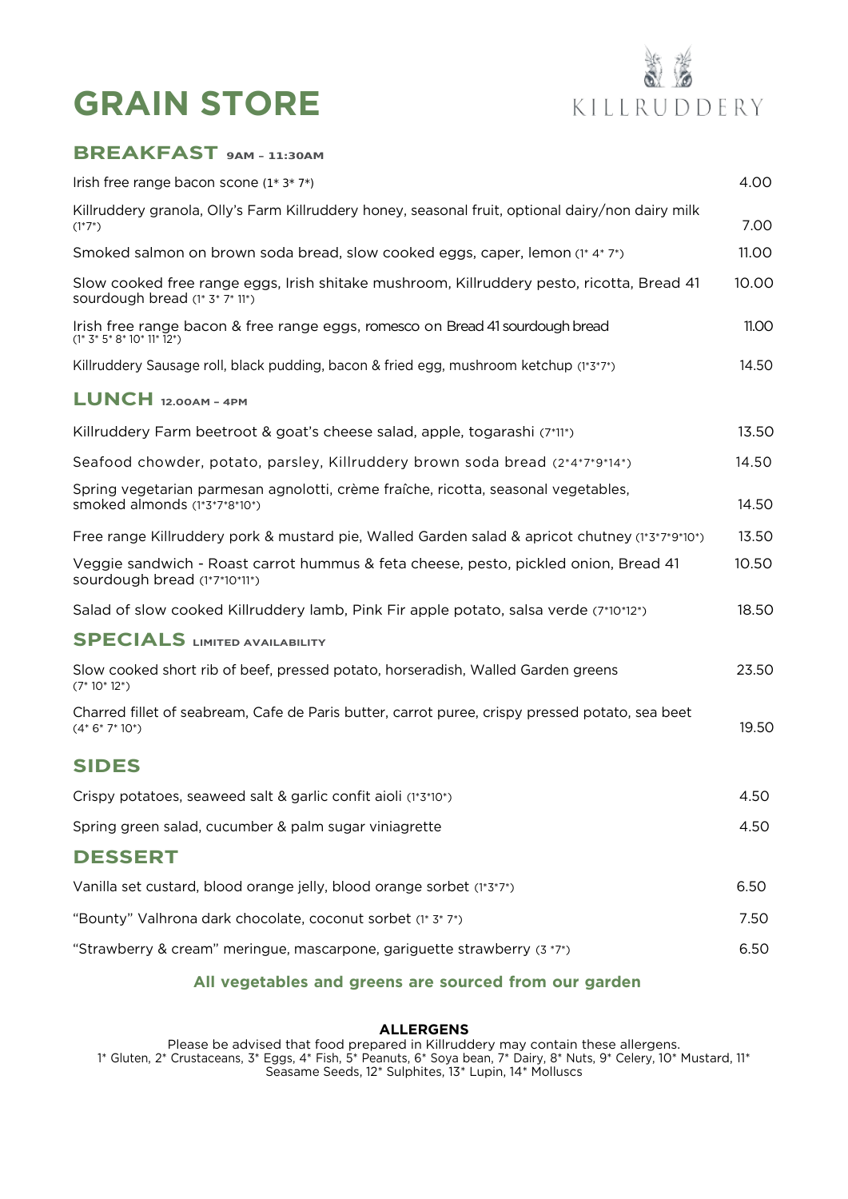# GRAIN STORE

KILLRUDDERY

## BREAKFAST 9AM – 11:30AM

| | |
|---|---|
| Irish free range bacon scone (1* 3* 7*) | 4.00 |
| Killruddery granola, Olly's Farm Killruddery honey, seasonal fruit, optional dairy/non dairy milk (1*7*) | 7.00 |
| Smoked salmon on brown soda bread, slow cooked eggs, caper, lemon (1* 4* 7*) | 11.00 |
| Slow cooked free range eggs, Irish shitake mushroom, Killruddery pesto, ricotta, Bread 41 sourdough bread (1* 3* 7* 11*) | 10.00 |
| Irish free range bacon & free range eggs, romesco on Bread 41 sourdough bread (1* 3* 5* 8* 10* 11* 12*) | 11.00 |
| Killruddery Sausage roll, black pudding, bacon & fried egg, mushroom ketchup (1*3*7*) | 14.50 |

## LUNCH 12.00AM – 4PM

| | |
|---|---|
| Killruddery Farm beetroot & goat's cheese salad, apple, togarashi (7*11*) | 13.50 |
| Seafood chowder, potato, parsley, Killruddery brown soda bread (2*4*7*9*14*) | 14.50 |
| Spring vegetarian parmesan agnolotti, crème fraîche, ricotta, seasonal vegetables, smoked almonds (1*3*7*8*10*) | 14.50 |
| Free range Killruddery pork & mustard pie, Walled Garden salad & apricot chutney (1*3*7*9*10*) | 13.50 |
| Veggie sandwich - Roast carrot hummus & feta cheese, pesto, pickled onion, Bread 41 sourdough bread (1*7*10*11*) | 10.50 |
| Salad of slow cooked Killruddery lamb, Pink Fir apple potato, salsa verde (7*10*12*) | 18.50 |

## SPECIALS LIMITED AVAILABILITY

| | |
|---|---|
| Slow cooked short rib of beef, pressed potato, horseradish, Walled Garden greens (7* 10* 12*) | 23.50 |
| Charred fillet of seabream, Cafe de Paris butter, carrot puree, crispy pressed potato, sea beet (4* 6* 7* 10*) | 19.50 |

## SIDES

| | |
|---|---|
| Crispy potatoes, seaweed salt & garlic confit aioli (1*3*10*) | 4.50 |
| Spring green salad, cucumber & palm sugar viniagrette | 4.50 |

## DESSERT

| | |
|---|---|
| Vanilla set custard, blood orange jelly, blood orange sorbet (1*3*7*) | 6.50 |
| "Bounty" Valhrona dark chocolate, coconut sorbet (1* 3* 7*) | 7.50 |
| "Strawberry & cream" meringue, mascarpone, gariguette strawberry (3 *7*) | 6.50 |

**All vegetables and greens are sourced from our garden**

**ALLERGENS**

Please be advised that food prepared in Killruddery may contain these allergens.
1* Gluten, 2* Crustaceans, 3* Eggs, 4* Fish, 5* Peanuts, 6* Soya bean, 7* Dairy, 8* Nuts, 9* Celery, 10* Mustard, 11* Seasame Seeds, 12* Sulphites, 13* Lupin, 14* Molluscs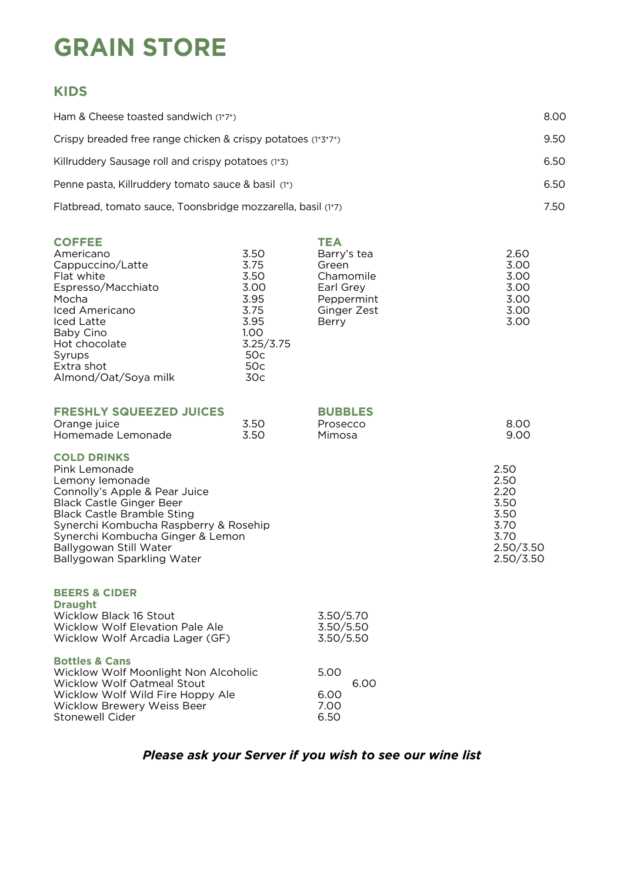# GRAIN STORE

## KIDS

| | |
|---|---|
| Ham & Cheese toasted sandwich (1*7*) | 8.00 |
| Crispy breaded free range chicken & crispy potatoes (1*3*7*) | 9.50 |
| Killruddery Sausage roll and crispy potatoes (1*3) | 6.50 |
| Penne pasta, Killruddery tomato sauce & basil (1*) | 6.50 |
| Flatbread, tomato sauce, Toonsbridge mozzarella, basil (1*7) | 7.50 |

### COFFEE

| | |
|---|---|
| Americano | 3.50 |
| Cappuccino/Latte | 3.75 |
| Flat white | 3.50 |
| Espresso/Macchiato | 3.00 |
| Mocha | 3.95 |
| Iced Americano | 3.75 |
| Iced Latte | 3.95 |
| Baby Cino | 1.00 |
| Hot chocolate | 3.25/3.75 |
| Syrups | 50c |
| Extra shot | 50c |
| Almond/Oat/Soya milk | 30c |

### TEA

| | |
|---|---|
| Barry's tea | 2.60 |
| Green | 3.00 |
| Chamomile | 3.00 |
| Earl Grey | 3.00 |
| Peppermint | 3.00 |
| Ginger Zest | 3.00 |
| Berry | 3.00 |

### FRESHLY SQUEEZED JUICES

| | |
|---|---|
| Orange juice | 3.50 |
| Homemade Lemonade | 3.50 |

### BUBBLES

| | |
|---|---|
| Prosecco | 8.00 |
| Mimosa | 9.00 |

### COLD DRINKS

| | |
|---|---|
| Pink Lemonade | 2.50 |
| Lemony lemonade | 2.50 |
| Connolly's Apple & Pear Juice | 2.20 |
| Black Castle Ginger Beer | 3.50 |
| Black Castle Bramble Sting | 3.50 |
| Synerchi Kombucha Raspberry & Rosehip | 3.70 |
| Synerchi Kombucha Ginger & Lemon | 3.70 |
| Ballygowan Still Water | 2.50/3.50 |
| Ballygowan Sparkling Water | 2.50/3.50 |

### BEERS & CIDER

**Draught**

| | |
|---|---|
| Wicklow Black 16 Stout | 3.50/5.70 |
| Wicklow Wolf Elevation Pale Ale | 3.50/5.50 |
| Wicklow Wolf Arcadia Lager (GF) | 3.50/5.50 |

**Bottles & Cans**

| | |
|---|---|
| Wicklow Wolf Moonlight Non Alcoholic | 5.00 |
| Wicklow Wolf Oatmeal Stout | 6.00 |
| Wicklow Wolf Wild Fire Hoppy Ale | 6.00 |
| Wicklow Brewery Weiss Beer | 7.00 |
| Stonewell Cider | 6.50 |

***Please ask your Server if you wish to see our wine list***